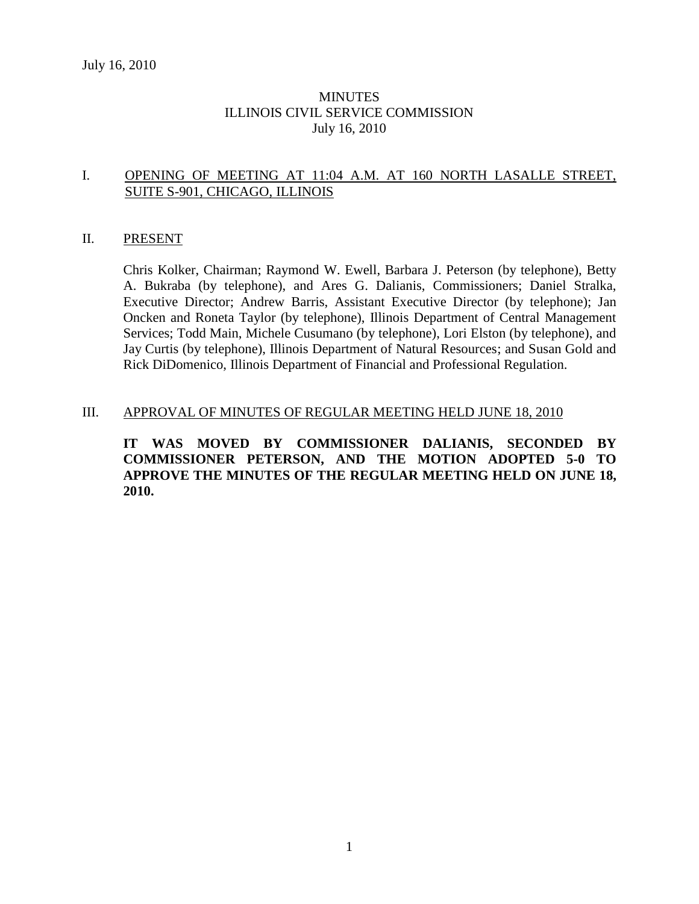July 16, 2010

# MINUTES
## ILLINOIS CIVIL SERVICE COMMISSION
July 16, 2010

## I. OPENING OF MEETING AT 11:04 A.M. AT 160 NORTH LASALLE STREET, SUITE S-901, CHICAGO, ILLINOIS

## II. PRESENT

Chris Kolker, Chairman; Raymond W. Ewell, Barbara J. Peterson (by telephone), Betty A. Bukraba (by telephone), and Ares G. Dalianis, Commissioners; Daniel Stralka, Executive Director; Andrew Barris, Assistant Executive Director (by telephone); Jan Oncken and Roneta Taylor (by telephone), Illinois Department of Central Management Services; Todd Main, Michele Cusumano (by telephone), Lori Elston (by telephone), and Jay Curtis (by telephone), Illinois Department of Natural Resources; and Susan Gold and Rick DiDomenico, Illinois Department of Financial and Professional Regulation.

## III. APPROVAL OF MINUTES OF REGULAR MEETING HELD JUNE 18, 2010

**IT WAS MOVED BY COMMISSIONER DALIANIS, SECONDED BY COMMISSIONER PETERSON, AND THE MOTION ADOPTED 5-0 TO APPROVE THE MINUTES OF THE REGULAR MEETING HELD ON JUNE 18, 2010.**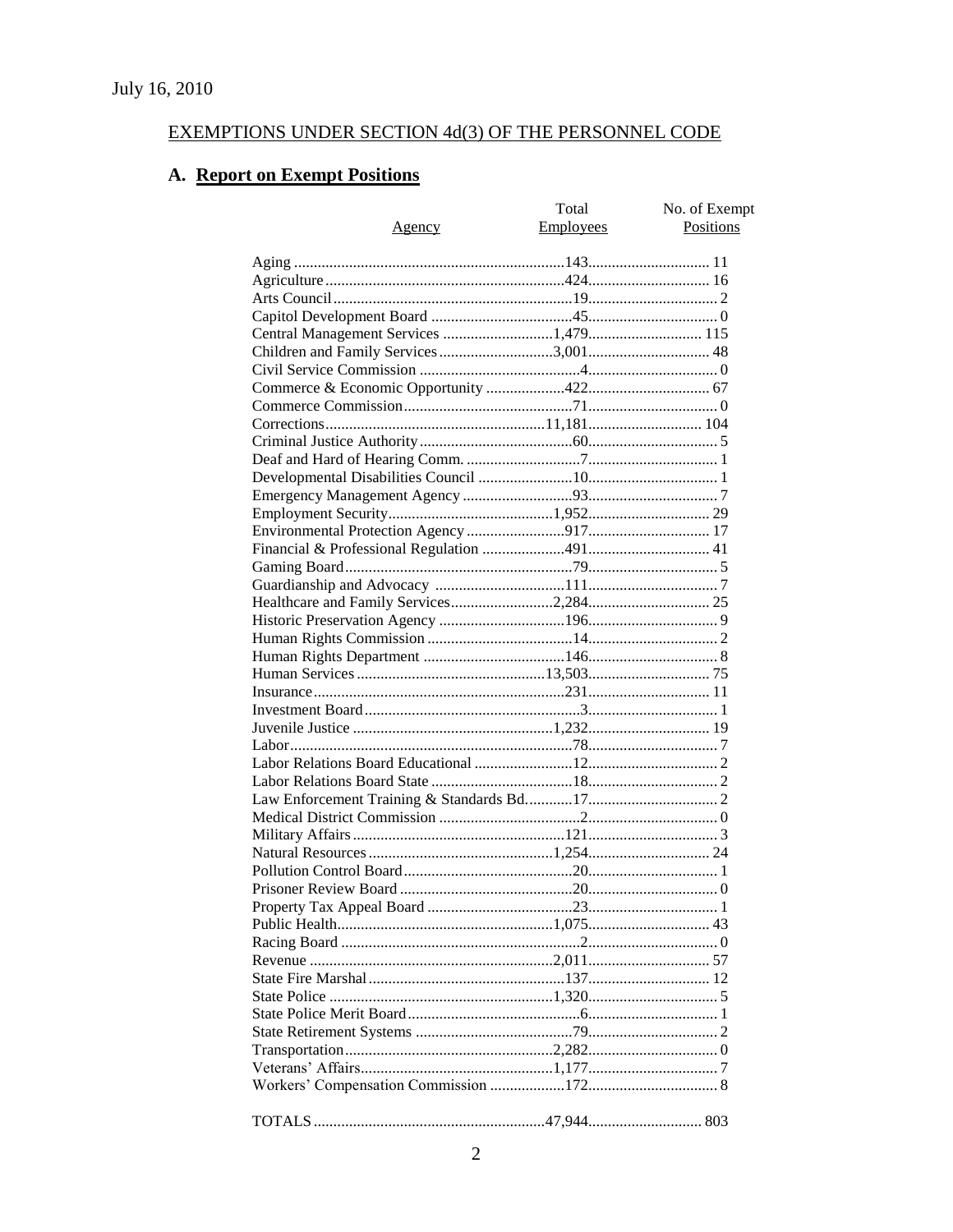July 16, 2010

## EXEMPTIONS UNDER SECTION 4d(3) OF THE PERSONNEL CODE

### A. **Report on Exempt Positions**

| Agency | Total Employees | No. of Exempt Positions |
|---|---|---|
| Aging | 143 | 11 |
| Agriculture | 424 | 16 |
| Arts Council | 19 | 2 |
| Capitol Development Board | 45 | 0 |
| Central Management Services | 1,479 | 115 |
| Children and Family Services | 3,001 | 48 |
| Civil Service Commission | 4 | 0 |
| Commerce & Economic Opportunity | 422 | 67 |
| Commerce Commission | 71 | 0 |
| Corrections | 11,181 | 104 |
| Criminal Justice Authority | 60 | 5 |
| Deaf and Hard of Hearing Comm. | 7 | 1 |
| Developmental Disabilities Council | 10 | 1 |
| Emergency Management Agency | 93 | 7 |
| Employment Security | 1,952 | 29 |
| Environmental Protection Agency | 917 | 17 |
| Financial & Professional Regulation | 491 | 41 |
| Gaming Board | 79 | 5 |
| Guardianship and Advocacy | 111 | 7 |
| Healthcare and Family Services | 2,284 | 25 |
| Historic Preservation Agency | 196 | 9 |
| Human Rights Commission | 14 | 2 |
| Human Rights Department | 146 | 8 |
| Human Services | 13,503 | 75 |
| Insurance | 231 | 11 |
| Investment Board | 3 | 1 |
| Juvenile Justice | 1,232 | 19 |
| Labor | 78 | 7 |
| Labor Relations Board Educational | 12 | 2 |
| Labor Relations Board State | 18 | 2 |
| Law Enforcement Training & Standards Bd. | 17 | 2 |
| Medical District Commission | 2 | 0 |
| Military Affairs | 121 | 3 |
| Natural Resources | 1,254 | 24 |
| Pollution Control Board | 20 | 1 |
| Prisoner Review Board | 20 | 0 |
| Property Tax Appeal Board | 23 | 1 |
| Public Health | 1,075 | 43 |
| Racing Board | 2 | 0 |
| Revenue | 2,011 | 57 |
| State Fire Marshal | 137 | 12 |
| State Police | 1,320 | 5 |
| State Police Merit Board | 6 | 1 |
| State Retirement Systems | 79 | 2 |
| Transportation | 2,282 | 0 |
| Veterans' Affairs | 1,177 | 7 |
| Workers' Compensation Commission | 172 | 8 |
| TOTALS | 47,944 | 803 |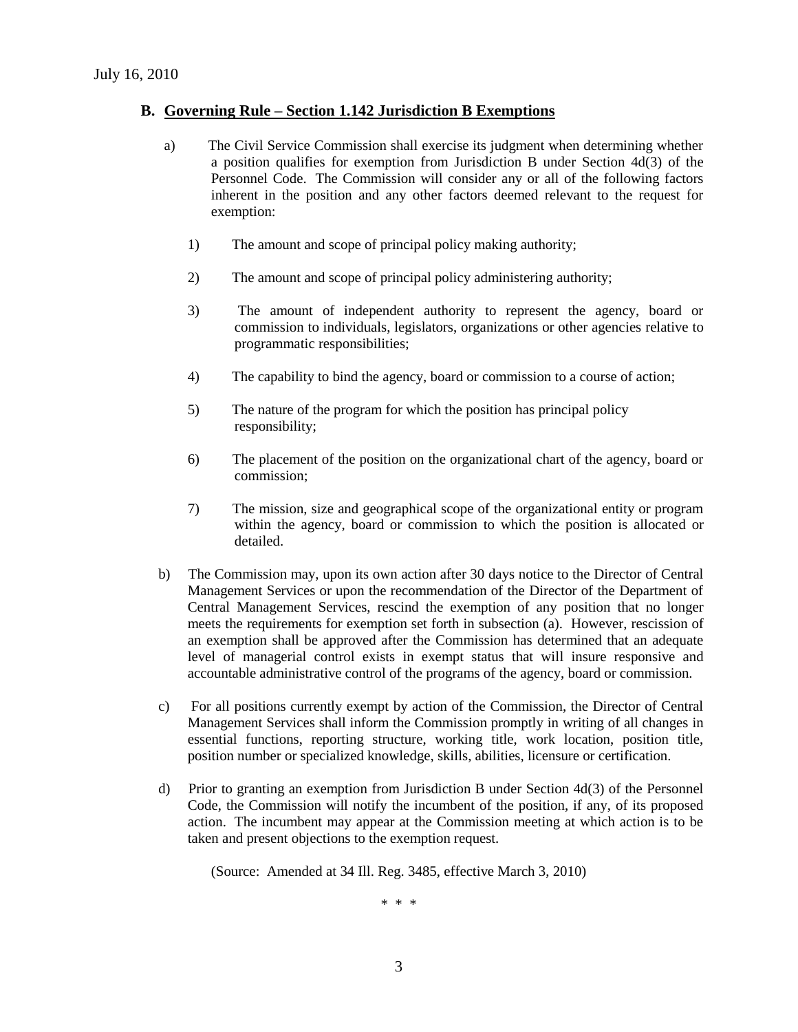July 16, 2010

## B. Governing Rule – Section 1.142 Jurisdiction B Exemptions

a) The Civil Service Commission shall exercise its judgment when determining whether a position qualifies for exemption from Jurisdiction B under Section 4d(3) of the Personnel Code. The Commission will consider any or all of the following factors inherent in the position and any other factors deemed relevant to the request for exemption:

1) The amount and scope of principal policy making authority;

2) The amount and scope of principal policy administering authority;

3) The amount of independent authority to represent the agency, board or commission to individuals, legislators, organizations or other agencies relative to programmatic responsibilities;

4) The capability to bind the agency, board or commission to a course of action;

5) The nature of the program for which the position has principal policy responsibility;

6) The placement of the position on the organizational chart of the agency, board or commission;

7) The mission, size and geographical scope of the organizational entity or program within the agency, board or commission to which the position is allocated or detailed.

b) The Commission may, upon its own action after 30 days notice to the Director of Central Management Services or upon the recommendation of the Director of the Department of Central Management Services, rescind the exemption of any position that no longer meets the requirements for exemption set forth in subsection (a). However, rescission of an exemption shall be approved after the Commission has determined that an adequate level of managerial control exists in exempt status that will insure responsive and accountable administrative control of the programs of the agency, board or commission.

c) For all positions currently exempt by action of the Commission, the Director of Central Management Services shall inform the Commission promptly in writing of all changes in essential functions, reporting structure, working title, work location, position title, position number or specialized knowledge, skills, abilities, licensure or certification.

d) Prior to granting an exemption from Jurisdiction B under Section 4d(3) of the Personnel Code, the Commission will notify the incumbent of the position, if any, of its proposed action. The incumbent may appear at the Commission meeting at which action is to be taken and present objections to the exemption request.

(Source: Amended at 34 Ill. Reg. 3485, effective March 3, 2010)

\* \* \*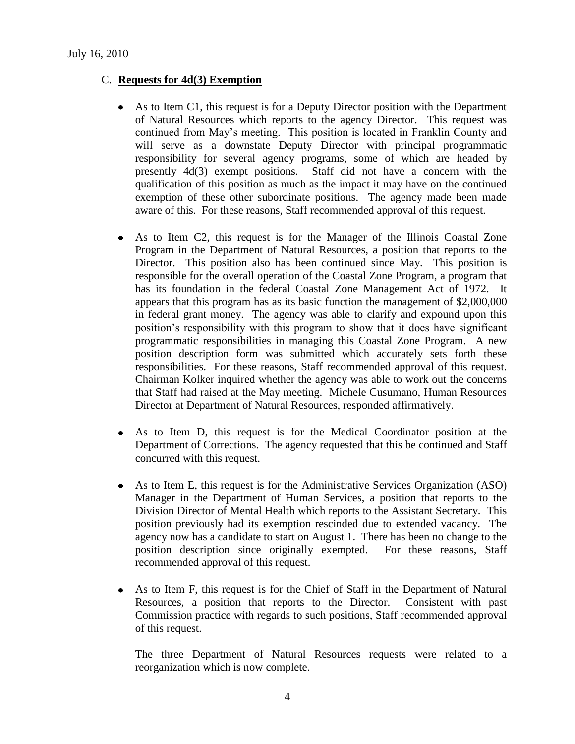C. **Requests for 4d(3) Exemption**

- As to Item C1, this request is for a Deputy Director position with the Department of Natural Resources which reports to the agency Director. This request was continued from May's meeting. This position is located in Franklin County and will serve as a downstate Deputy Director with principal programmatic responsibility for several agency programs, some of which are headed by presently 4d(3) exempt positions. Staff did not have a concern with the qualification of this position as much as the impact it may have on the continued exemption of these other subordinate positions. The agency made been made aware of this. For these reasons, Staff recommended approval of this request.

- As to Item C2, this request is for the Manager of the Illinois Coastal Zone Program in the Department of Natural Resources, a position that reports to the Director. This position also has been continued since May. This position is responsible for the overall operation of the Coastal Zone Program, a program that has its foundation in the federal Coastal Zone Management Act of 1972. It appears that this program has as its basic function the management of $2,000,000 in federal grant money. The agency was able to clarify and expound upon this position's responsibility with this program to show that it does have significant programmatic responsibilities in managing this Coastal Zone Program. A new position description form was submitted which accurately sets forth these responsibilities. For these reasons, Staff recommended approval of this request. Chairman Kolker inquired whether the agency was able to work out the concerns that Staff had raised at the May meeting. Michele Cusumano, Human Resources Director at Department of Natural Resources, responded affirmatively.

- As to Item D, this request is for the Medical Coordinator position at the Department of Corrections. The agency requested that this be continued and Staff concurred with this request.

- As to Item E, this request is for the Administrative Services Organization (ASO) Manager in the Department of Human Services, a position that reports to the Division Director of Mental Health which reports to the Assistant Secretary. This position previously had its exemption rescinded due to extended vacancy. The agency now has a candidate to start on August 1. There has been no change to the position description since originally exempted. For these reasons, Staff recommended approval of this request.

- As to Item F, this request is for the Chief of Staff in the Department of Natural Resources, a position that reports to the Director. Consistent with past Commission practice with regards to such positions, Staff recommended approval of this request.

  The three Department of Natural Resources requests were related to a reorganization which is now complete.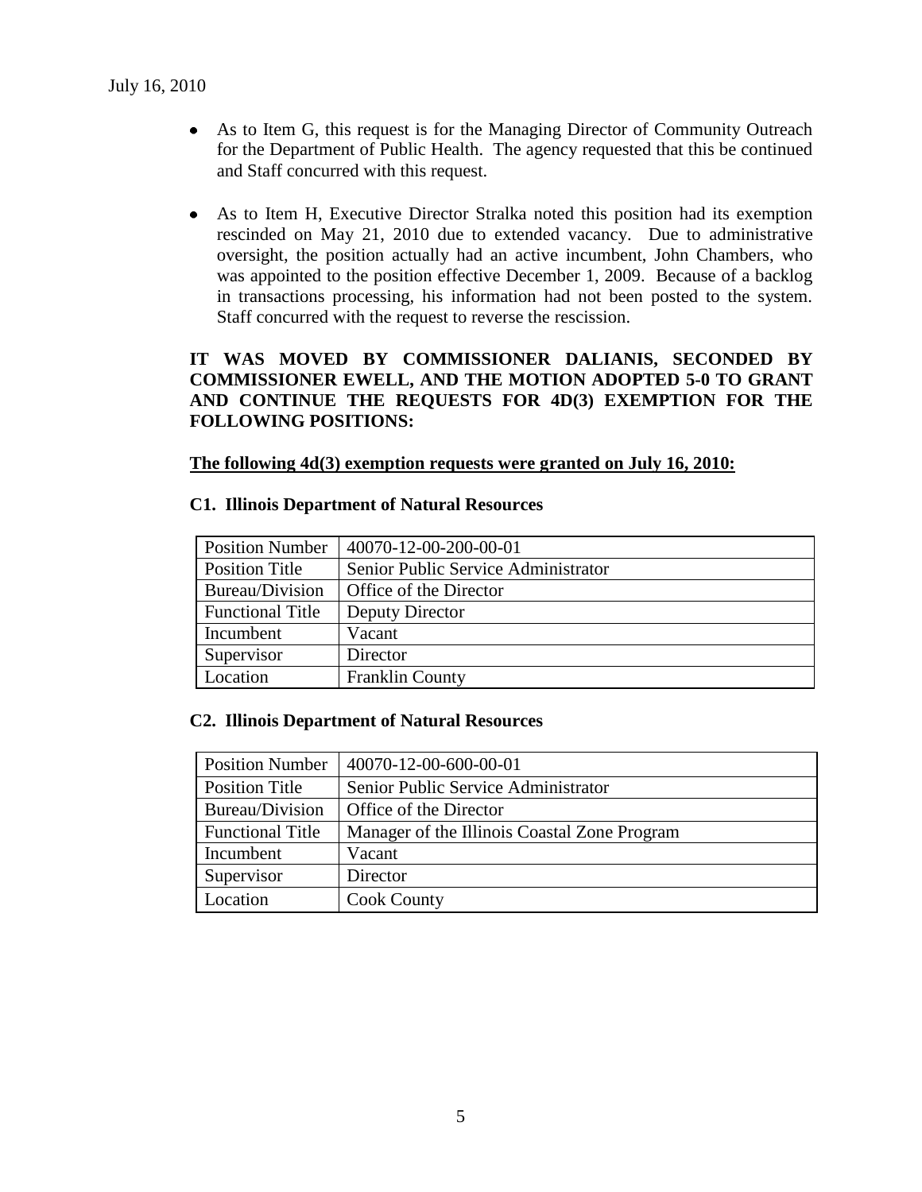- As to Item G, this request is for the Managing Director of Community Outreach for the Department of Public Health. The agency requested that this be continued and Staff concurred with this request.

- As to Item H, Executive Director Stralka noted this position had its exemption rescinded on May 21, 2010 due to extended vacancy. Due to administrative oversight, the position actually had an active incumbent, John Chambers, who was appointed to the position effective December 1, 2009. Because of a backlog in transactions processing, his information had not been posted to the system. Staff concurred with the request to reverse the rescission.

**IT WAS MOVED BY COMMISSIONER DALIANIS, SECONDED BY COMMISSIONER EWELL, AND THE MOTION ADOPTED 5-0 TO GRANT AND CONTINUE THE REQUESTS FOR 4D(3) EXEMPTION FOR THE FOLLOWING POSITIONS:**

**The following 4d(3) exemption requests were granted on July 16, 2010:**

**C1. Illinois Department of Natural Resources**

| Position Number | 40070-12-00-200-00-01 |
|---|---|
| Position Title | Senior Public Service Administrator |
| Bureau/Division | Office of the Director |
| Functional Title | Deputy Director |
| Incumbent | Vacant |
| Supervisor | Director |
| Location | Franklin County |

**C2. Illinois Department of Natural Resources**

| Position Number | 40070-12-00-600-00-01 |
|---|---|
| Position Title | Senior Public Service Administrator |
| Bureau/Division | Office of the Director |
| Functional Title | Manager of the Illinois Coastal Zone Program |
| Incumbent | Vacant |
| Supervisor | Director |
| Location | Cook County |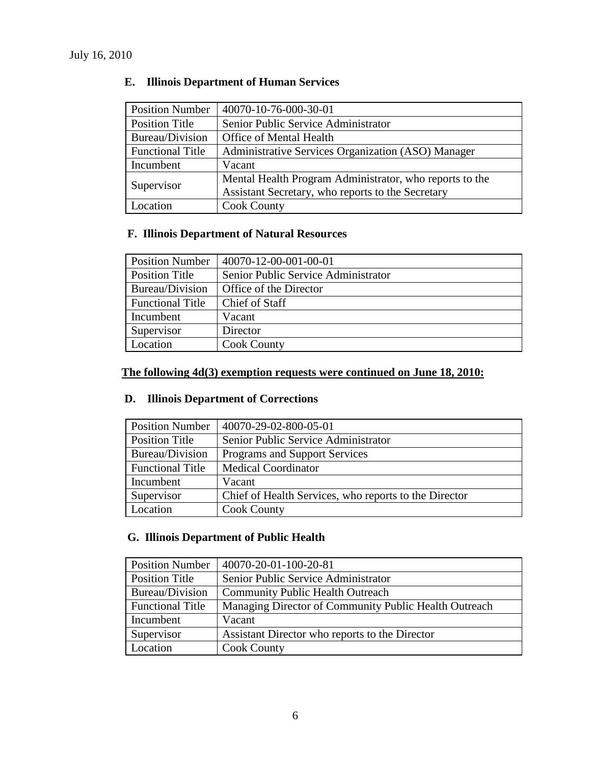July 16, 2010

### E. Illinois Department of Human Services

| Position Number | 40070-10-76-000-30-01 |
|---|---|
| Position Title | Senior Public Service Administrator |
| Bureau/Division | Office of Mental Health |
| Functional Title | Administrative Services Organization (ASO) Manager |
| Incumbent | Vacant |
| Supervisor | Mental Health Program Administrator, who reports to the Assistant Secretary, who reports to the Secretary |
| Location | Cook County |

### F. Illinois Department of Natural Resources

| Position Number | 40070-12-00-001-00-01 |
|---|---|
| Position Title | Senior Public Service Administrator |
| Bureau/Division | Office of the Director |
| Functional Title | Chief of Staff |
| Incumbent | Vacant |
| Supervisor | Director |
| Location | Cook County |

**The following 4d(3) exemption requests were continued on June 18, 2010:**

### D. Illinois Department of Corrections

| Position Number | 40070-29-02-800-05-01 |
|---|---|
| Position Title | Senior Public Service Administrator |
| Bureau/Division | Programs and Support Services |
| Functional Title | Medical Coordinator |
| Incumbent | Vacant |
| Supervisor | Chief of Health Services, who reports to the Director |
| Location | Cook County |

### G. Illinois Department of Public Health

| Position Number | 40070-20-01-100-20-81 |
|---|---|
| Position Title | Senior Public Service Administrator |
| Bureau/Division | Community Public Health Outreach |
| Functional Title | Managing Director of Community Public Health Outreach |
| Incumbent | Vacant |
| Supervisor | Assistant Director who reports to the Director |
| Location | Cook County |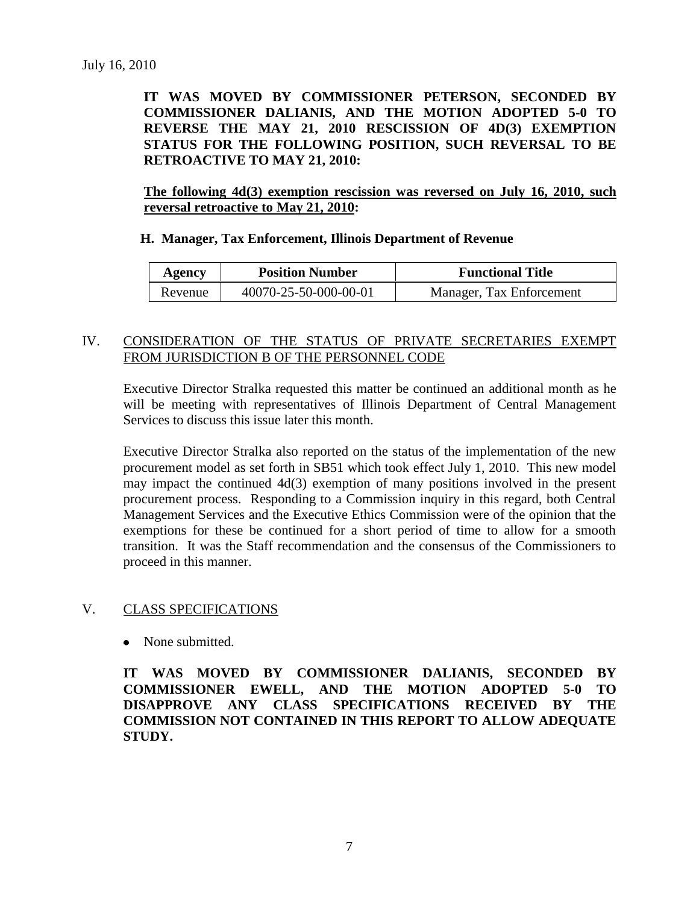July 16, 2010

**IT WAS MOVED BY COMMISSIONER PETERSON, SECONDED BY COMMISSIONER DALIANIS, AND THE MOTION ADOPTED 5-0 TO REVERSE THE MAY 21, 2010 RESCISSION OF 4D(3) EXEMPTION STATUS FOR THE FOLLOWING POSITION, SUCH REVERSAL TO BE RETROACTIVE TO MAY 21, 2010:**

**The following 4d(3) exemption rescission was reversed on July 16, 2010, such reversal retroactive to May 21, 2010:**

**H. Manager, Tax Enforcement, Illinois Department of Revenue**

| Agency | Position Number | Functional Title |
|---|---|---|
| Revenue | 40070-25-50-000-00-01 | Manager, Tax Enforcement |

## IV. CONSIDERATION OF THE STATUS OF PRIVATE SECRETARIES EXEMPT FROM JURISDICTION B OF THE PERSONNEL CODE

Executive Director Stralka requested this matter be continued an additional month as he will be meeting with representatives of Illinois Department of Central Management Services to discuss this issue later this month.

Executive Director Stralka also reported on the status of the implementation of the new procurement model as set forth in SB51 which took effect July 1, 2010. This new model may impact the continued 4d(3) exemption of many positions involved in the present procurement process. Responding to a Commission inquiry in this regard, both Central Management Services and the Executive Ethics Commission were of the opinion that the exemptions for these be continued for a short period of time to allow for a smooth transition. It was the Staff recommendation and the consensus of the Commissioners to proceed in this manner.

## V. CLASS SPECIFICATIONS

- None submitted.

**IT WAS MOVED BY COMMISSIONER DALIANIS, SECONDED BY COMMISSIONER EWELL, AND THE MOTION ADOPTED 5-0 TO DISAPPROVE ANY CLASS SPECIFICATIONS RECEIVED BY THE COMMISSION NOT CONTAINED IN THIS REPORT TO ALLOW ADEQUATE STUDY.**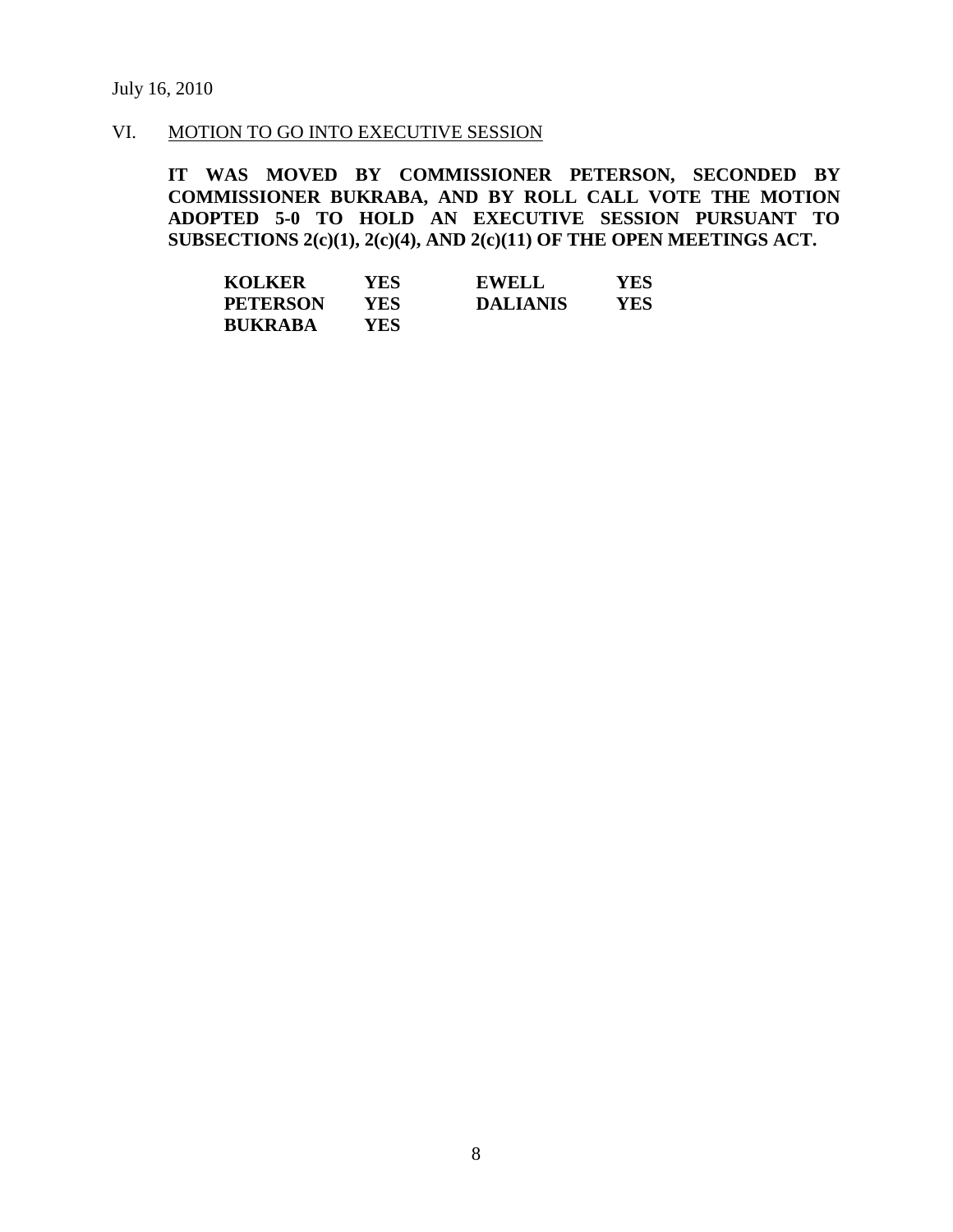July 16, 2010

VI. MOTION TO GO INTO EXECUTIVE SESSION

**IT WAS MOVED BY COMMISSIONER PETERSON, SECONDED BY COMMISSIONER BUKRABA, AND BY ROLL CALL VOTE THE MOTION ADOPTED 5-0 TO HOLD AN EXECUTIVE SESSION PURSUANT TO SUBSECTIONS 2(c)(1), 2(c)(4), AND 2(c)(11) OF THE OPEN MEETINGS ACT.**

| | | | |
|---|---|---|---|
| **KOLKER** | **YES** | **EWELL** | **YES** |
| **PETERSON** | **YES** | **DALIANIS** | **YES** |
| **BUKRABA** | **YES** | | |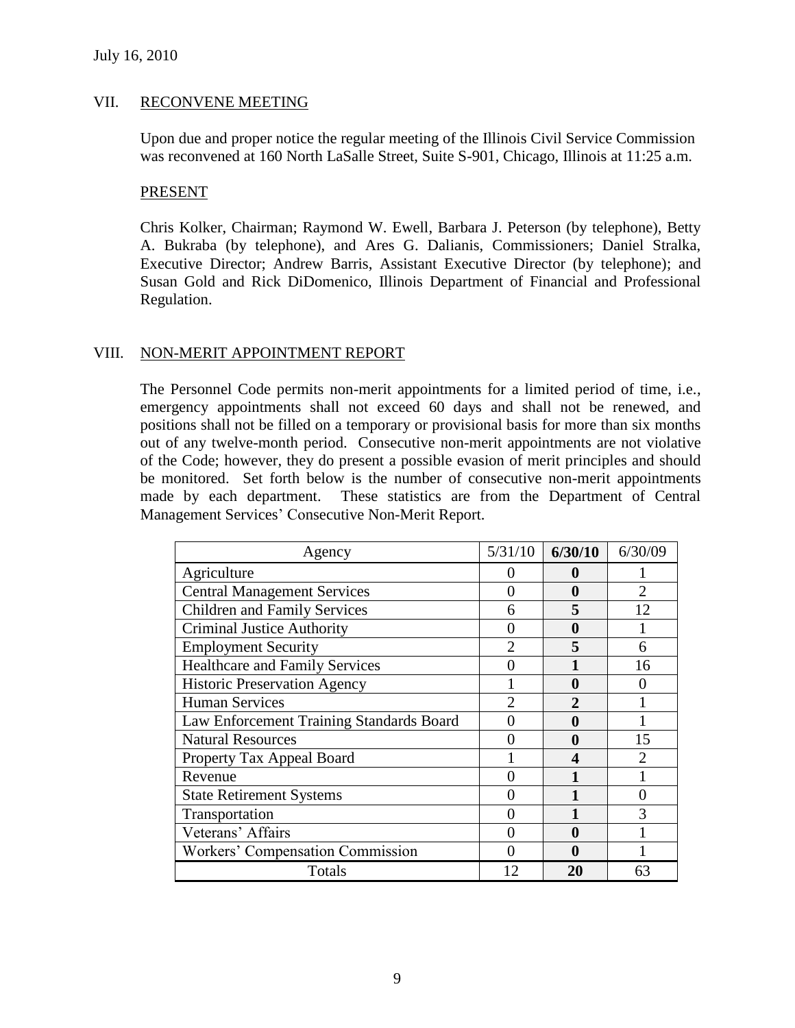July 16, 2010

## VII. RECONVENE MEETING

Upon due and proper notice the regular meeting of the Illinois Civil Service Commission was reconvened at 160 North LaSalle Street, Suite S-901, Chicago, Illinois at 11:25 a.m.

### PRESENT

Chris Kolker, Chairman; Raymond W. Ewell, Barbara J. Peterson (by telephone), Betty A. Bukraba (by telephone), and Ares G. Dalianis, Commissioners; Daniel Stralka, Executive Director; Andrew Barris, Assistant Executive Director (by telephone); and Susan Gold and Rick DiDomenico, Illinois Department of Financial and Professional Regulation.

## VIII. NON-MERIT APPOINTMENT REPORT

The Personnel Code permits non-merit appointments for a limited period of time, i.e., emergency appointments shall not exceed 60 days and shall not be renewed, and positions shall not be filled on a temporary or provisional basis for more than six months out of any twelve-month period. Consecutive non-merit appointments are not violative of the Code; however, they do present a possible evasion of merit principles and should be monitored. Set forth below is the number of consecutive non-merit appointments made by each department. These statistics are from the Department of Central Management Services' Consecutive Non-Merit Report.

| Agency | 5/31/10 | **6/30/10** | 6/30/09 |
|---|---|---|---|
| Agriculture | 0 | **0** | 1 |
| Central Management Services | 0 | **0** | 2 |
| Children and Family Services | 6 | **5** | 12 |
| Criminal Justice Authority | 0 | **0** | 1 |
| Employment Security | 2 | **5** | 6 |
| Healthcare and Family Services | 0 | **1** | 16 |
| Historic Preservation Agency | 1 | **0** | 0 |
| Human Services | 2 | **2** | 1 |
| Law Enforcement Training Standards Board | 0 | **0** | 1 |
| Natural Resources | 0 | **0** | 15 |
| Property Tax Appeal Board | 1 | **4** | 2 |
| Revenue | 0 | **1** | 1 |
| State Retirement Systems | 0 | **1** | 0 |
| Transportation | 0 | **1** | 3 |
| Veterans' Affairs | 0 | **0** | 1 |
| Workers' Compensation Commission | 0 | **0** | 1 |
| Totals | 12 | **20** | 63 |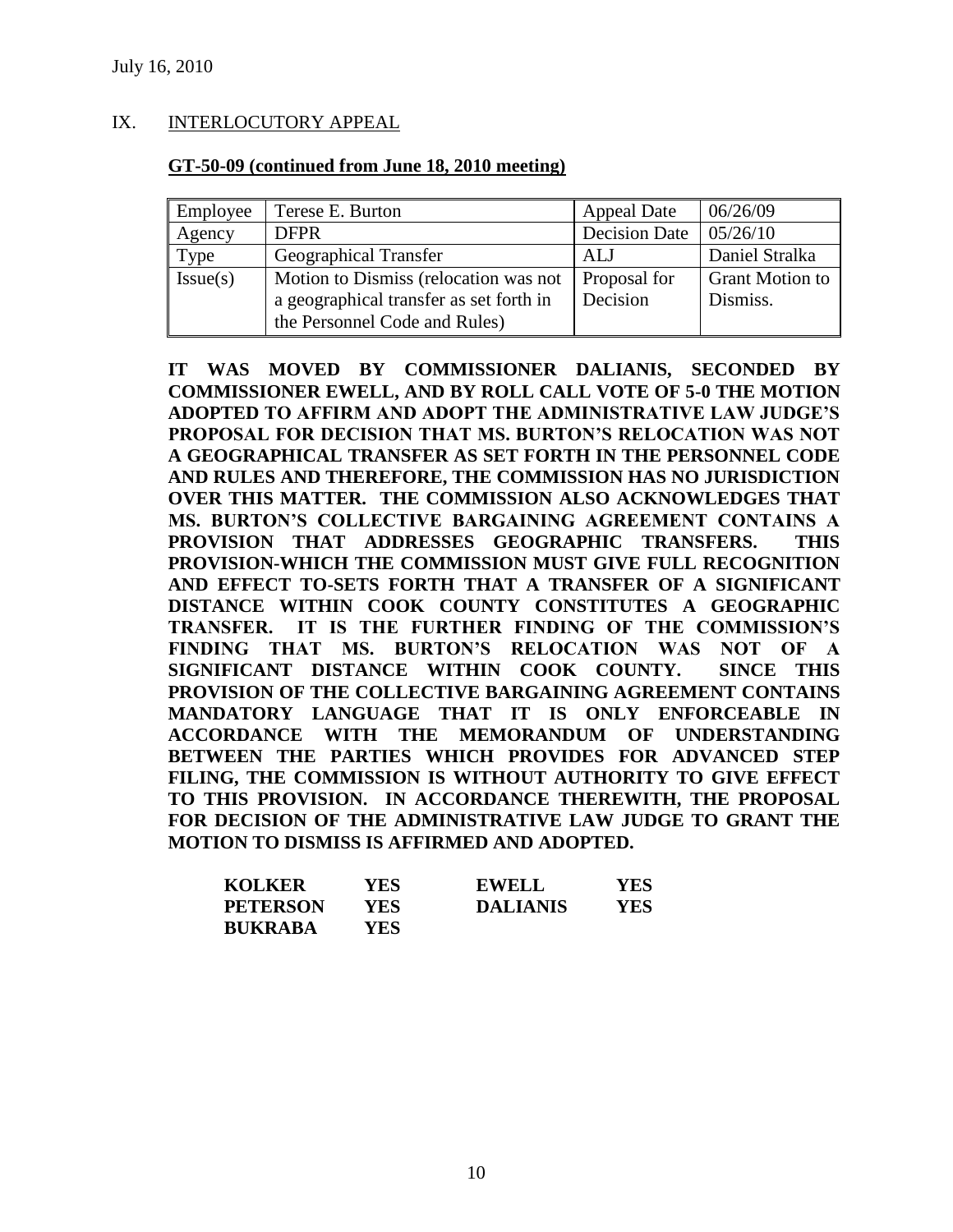July 16, 2010

## IX. INTERLOCUTORY APPEAL

**GT-50-09 (continued from June 18, 2010 meeting)**

| Employee | Terese E. Burton | Appeal Date | 06/26/09 |
|---|---|---|---|
| Agency | DFPR | Decision Date | 05/26/10 |
| Type | Geographical Transfer | ALJ | Daniel Stralka |
| Issue(s) | Motion to Dismiss (relocation was not a geographical transfer as set forth in the Personnel Code and Rules) | Proposal for Decision | Grant Motion to Dismiss. |

**IT WAS MOVED BY COMMISSIONER DALIANIS, SECONDED BY COMMISSIONER EWELL, AND BY ROLL CALL VOTE OF 5-0 THE MOTION ADOPTED TO AFFIRM AND ADOPT THE ADMINISTRATIVE LAW JUDGE'S PROPOSAL FOR DECISION THAT MS. BURTON'S RELOCATION WAS NOT A GEOGRAPHICAL TRANSFER AS SET FORTH IN THE PERSONNEL CODE AND RULES AND THEREFORE, THE COMMISSION HAS NO JURISDICTION OVER THIS MATTER. THE COMMISSION ALSO ACKNOWLEDGES THAT MS. BURTON'S COLLECTIVE BARGAINING AGREEMENT CONTAINS A PROVISION THAT ADDRESSES GEOGRAPHIC TRANSFERS. THIS PROVISION-WHICH THE COMMISSION MUST GIVE FULL RECOGNITION AND EFFECT TO-SETS FORTH THAT A TRANSFER OF A SIGNIFICANT DISTANCE WITHIN COOK COUNTY CONSTITUTES A GEOGRAPHIC TRANSFER. IT IS THE FURTHER FINDING OF THE COMMISSION'S FINDING THAT MS. BURTON'S RELOCATION WAS NOT OF A SIGNIFICANT DISTANCE WITHIN COOK COUNTY. SINCE THIS PROVISION OF THE COLLECTIVE BARGAINING AGREEMENT CONTAINS MANDATORY LANGUAGE THAT IT IS ONLY ENFORCEABLE IN ACCORDANCE WITH THE MEMORANDUM OF UNDERSTANDING BETWEEN THE PARTIES WHICH PROVIDES FOR ADVANCED STEP FILING, THE COMMISSION IS WITHOUT AUTHORITY TO GIVE EFFECT TO THIS PROVISION. IN ACCORDANCE THEREWITH, THE PROPOSAL FOR DECISION OF THE ADMINISTRATIVE LAW JUDGE TO GRANT THE MOTION TO DISMISS IS AFFIRMED AND ADOPTED.**

| | | | |
|---|---|---|---|
| **KOLKER** | **YES** | **EWELL** | **YES** |
| **PETERSON** | **YES** | **DALIANIS** | **YES** |
| **BUKRABA** | **YES** | | |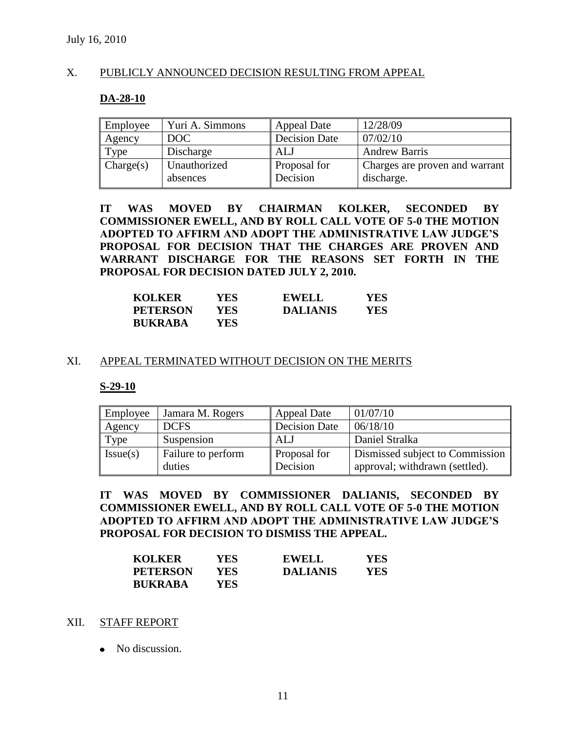July 16, 2010

## X. PUBLICLY ANNOUNCED DECISION RESULTING FROM APPEAL

### DA-28-10

| Employee | Yuri A. Simmons | Appeal Date | 12/28/09 |
|---|---|---|---|
| Agency | DOC | Decision Date | 07/02/10 |
| Type | Discharge | ALJ | Andrew Barris |
| Charge(s) | Unauthorized absences | Proposal for Decision | Charges are proven and warrant discharge. |

**IT WAS MOVED BY CHAIRMAN KOLKER, SECONDED BY COMMISSIONER EWELL, AND BY ROLL CALL VOTE OF 5-0 THE MOTION ADOPTED TO AFFIRM AND ADOPT THE ADMINISTRATIVE LAW JUDGE'S PROPOSAL FOR DECISION THAT THE CHARGES ARE PROVEN AND WARRANT DISCHARGE FOR THE REASONS SET FORTH IN THE PROPOSAL FOR DECISION DATED JULY 2, 2010.**

| | | | |
|---|---|---|---|
| **KOLKER** | **YES** | **EWELL** | **YES** |
| **PETERSON** | **YES** | **DALIANIS** | **YES** |
| **BUKRABA** | **YES** | | |

## XI. APPEAL TERMINATED WITHOUT DECISION ON THE MERITS

### S-29-10

| Employee | Jamara M. Rogers | Appeal Date | 01/07/10 |
|---|---|---|---|
| Agency | DCFS | Decision Date | 06/18/10 |
| Type | Suspension | ALJ | Daniel Stralka |
| Issue(s) | Failure to perform duties | Proposal for Decision | Dismissed subject to Commission approval; withdrawn (settled). |

**IT WAS MOVED BY COMMISSIONER DALIANIS, SECONDED BY COMMISSIONER EWELL, AND BY ROLL CALL VOTE OF 5-0 THE MOTION ADOPTED TO AFFIRM AND ADOPT THE ADMINISTRATIVE LAW JUDGE'S PROPOSAL FOR DECISION TO DISMISS THE APPEAL.**

| | | | |
|---|---|---|---|
| **KOLKER** | **YES** | **EWELL** | **YES** |
| **PETERSON** | **YES** | **DALIANIS** | **YES** |
| **BUKRABA** | **YES** | | |

## XII. STAFF REPORT

- No discussion.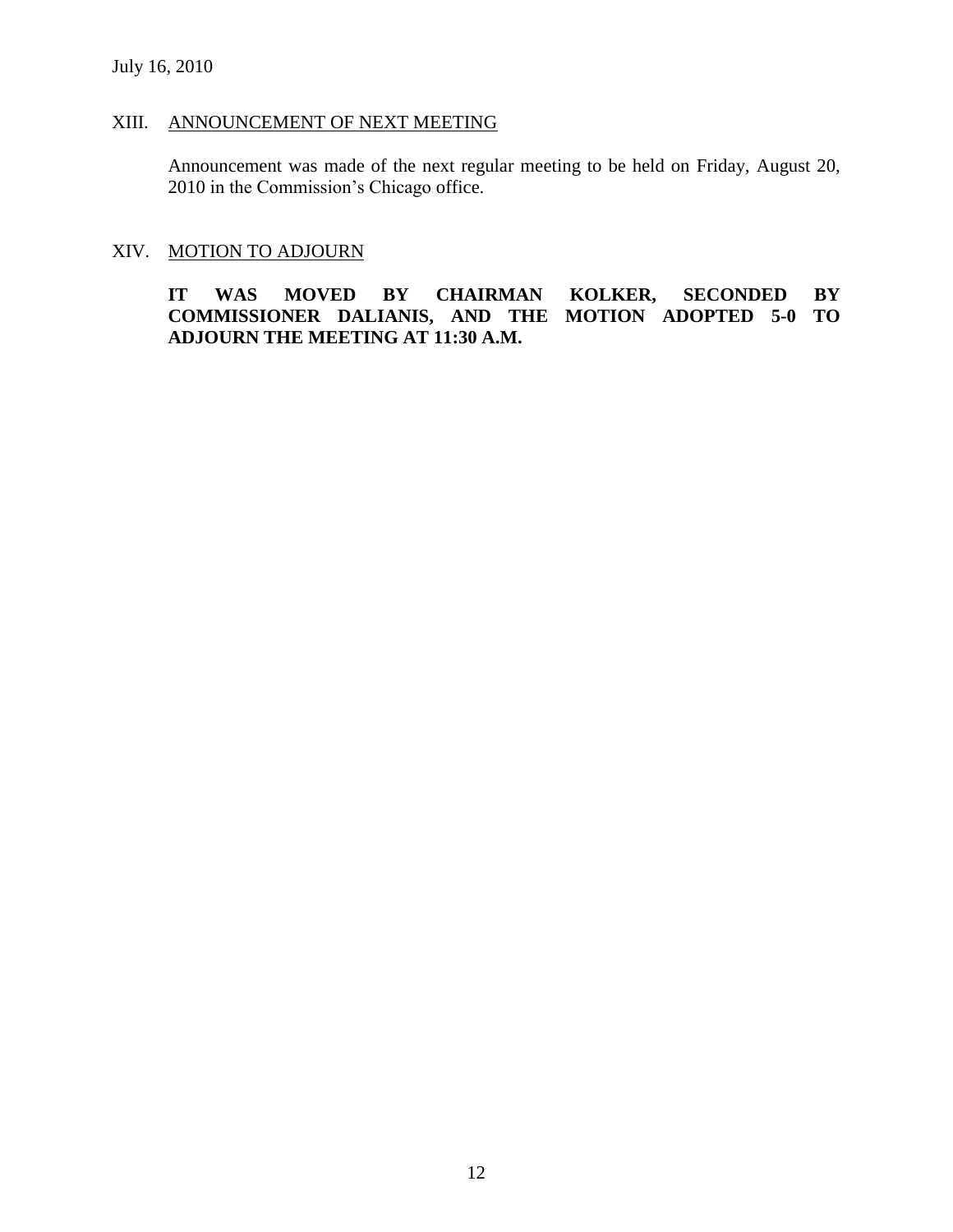## XIII. ANNOUNCEMENT OF NEXT MEETING

Announcement was made of the next regular meeting to be held on Friday, August 20, 2010 in the Commission's Chicago office.

## XIV. MOTION TO ADJOURN

**IT WAS MOVED BY CHAIRMAN KOLKER, SECONDED BY COMMISSIONER DALIANIS, AND THE MOTION ADOPTED 5-0 TO ADJOURN THE MEETING AT 11:30 A.M.**